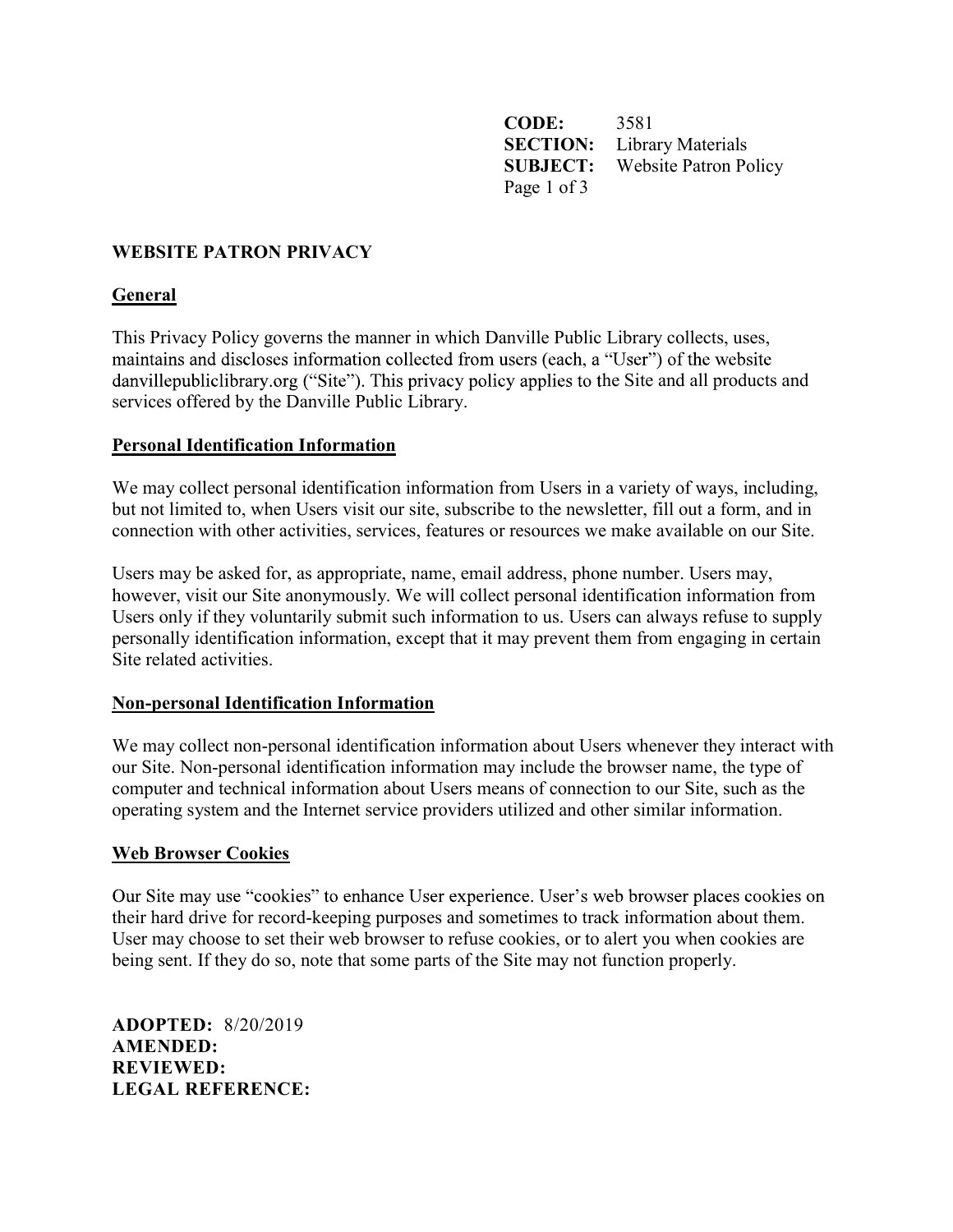**CODE:** 3581
**SECTION:** Library Materials
**SUBJECT:** Website Patron Policy

# WEBSITE PATRON PRIVACY

## General

This Privacy Policy governs the manner in which Danville Public Library collects, uses, maintains and discloses information collected from users (each, a "User") of the website danvillepubliclibrary.org ("Site"). This privacy policy applies to the Site and all products and services offered by the Danville Public Library.

## Personal Identification Information

We may collect personal identification information from Users in a variety of ways, including, but not limited to, when Users visit our site, subscribe to the newsletter, fill out a form, and in connection with other activities, services, features or resources we make available on our Site.

Users may be asked for, as appropriate, name, email address, phone number. Users may, however, visit our Site anonymously. We will collect personal identification information from Users only if they voluntarily submit such information to us. Users can always refuse to supply personally identification information, except that it may prevent them from engaging in certain Site related activities.

## Non-personal Identification Information

We may collect non-personal identification information about Users whenever they interact with our Site. Non-personal identification information may include the browser name, the type of computer and technical information about Users means of connection to our Site, such as the operating system and the Internet service providers utilized and other similar information.

## Web Browser Cookies

Our Site may use "cookies" to enhance User experience. User's web browser places cookies on their hard drive for record-keeping purposes and sometimes to track information about them. User may choose to set their web browser to refuse cookies, or to alert you when cookies are being sent. If they do so, note that some parts of the Site may not function properly.

**ADOPTED:** 8/20/2019
**AMENDED:**
**REVIEWED:**
**LEGAL REFERENCE:**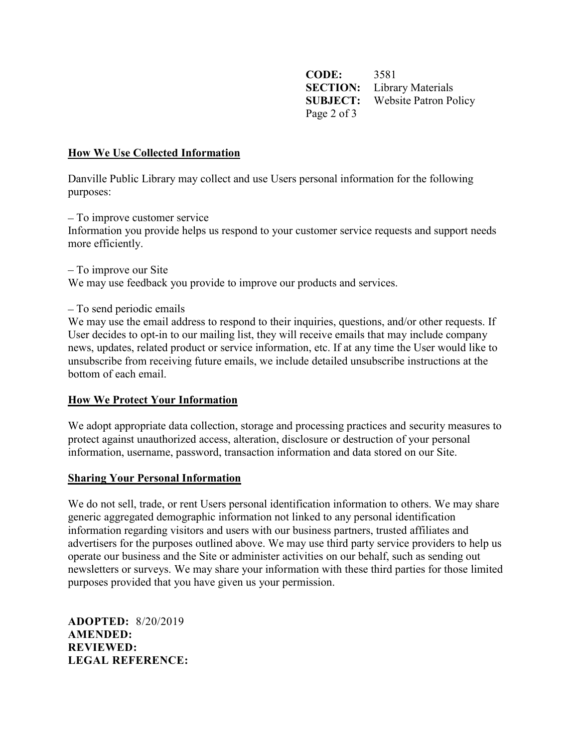**CODE:** 3581
**SECTION:** Library Materials
**SUBJECT:** Website Patron Policy

## How We Use Collected Information

Danville Public Library may collect and use Users personal information for the following purposes:

– To improve customer service
Information you provide helps us respond to your customer service requests and support needs more efficiently.

– To improve our Site
We may use feedback you provide to improve our products and services.

– To send periodic emails
We may use the email address to respond to their inquiries, questions, and/or other requests. If User decides to opt-in to our mailing list, they will receive emails that may include company news, updates, related product or service information, etc. If at any time the User would like to unsubscribe from receiving future emails, we include detailed unsubscribe instructions at the bottom of each email.

## How We Protect Your Information

We adopt appropriate data collection, storage and processing practices and security measures to protect against unauthorized access, alteration, disclosure or destruction of your personal information, username, password, transaction information and data stored on our Site.

## Sharing Your Personal Information

We do not sell, trade, or rent Users personal identification information to others. We may share generic aggregated demographic information not linked to any personal identification information regarding visitors and users with our business partners, trusted affiliates and advertisers for the purposes outlined above. We may use third party service providers to help us operate our business and the Site or administer activities on our behalf, such as sending out newsletters or surveys. We may share your information with these third parties for those limited purposes provided that you have given us your permission.

**ADOPTED:** 8/20/2019
**AMENDED:**
**REVIEWED:**
**LEGAL REFERENCE:**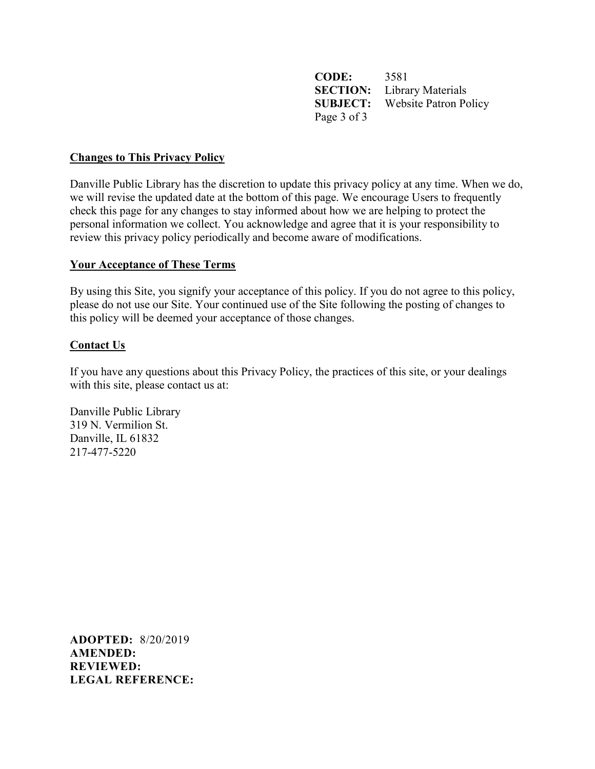**CODE:** 3581
**SECTION:** Library Materials
**SUBJECT:** Website Patron Policy

## Changes to This Privacy Policy

Danville Public Library has the discretion to update this privacy policy at any time. When we do, we will revise the updated date at the bottom of this page. We encourage Users to frequently check this page for any changes to stay informed about how we are helping to protect the personal information we collect. You acknowledge and agree that it is your responsibility to review this privacy policy periodically and become aware of modifications.

## Your Acceptance of These Terms

By using this Site, you signify your acceptance of this policy. If you do not agree to this policy, please do not use our Site. Your continued use of the Site following the posting of changes to this policy will be deemed your acceptance of those changes.

## Contact Us

If you have any questions about this Privacy Policy, the practices of this site, or your dealings with this site, please contact us at:

Danville Public Library
319 N. Vermilion St.
Danville, IL 61832
217-477-5220

**ADOPTED:** 8/20/2019
**AMENDED:**
**REVIEWED:**
**LEGAL REFERENCE:**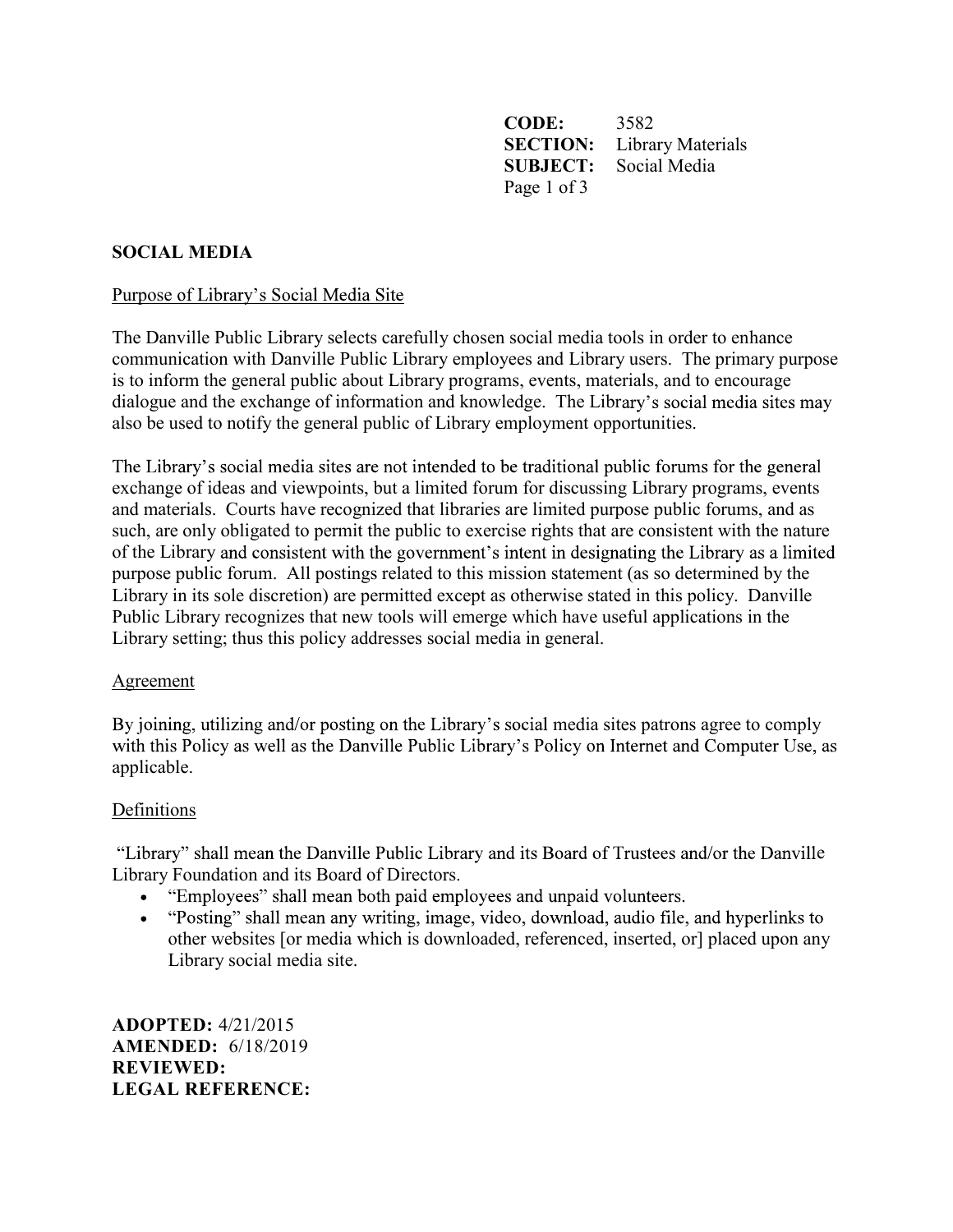**CODE:** 3582
**SECTION:** Library Materials
**SUBJECT:** Social Media

# SOCIAL MEDIA

## Purpose of Library's Social Media Site

The Danville Public Library selects carefully chosen social media tools in order to enhance communication with Danville Public Library employees and Library users. The primary purpose is to inform the general public about Library programs, events, materials, and to encourage dialogue and the exchange of information and knowledge. The Library's social media sites may also be used to notify the general public of Library employment opportunities.

The Library's social media sites are not intended to be traditional public forums for the general exchange of ideas and viewpoints, but a limited forum for discussing Library programs, events and materials. Courts have recognized that libraries are limited purpose public forums, and as such, are only obligated to permit the public to exercise rights that are consistent with the nature of the Library and consistent with the government's intent in designating the Library as a limited purpose public forum. All postings related to this mission statement (as so determined by the Library in its sole discretion) are permitted except as otherwise stated in this policy. Danville Public Library recognizes that new tools will emerge which have useful applications in the Library setting; thus this policy addresses social media in general.

## Agreement

By joining, utilizing and/or posting on the Library's social media sites patrons agree to comply with this Policy as well as the Danville Public Library's Policy on Internet and Computer Use, as applicable.

## Definitions

"Library" shall mean the Danville Public Library and its Board of Trustees and/or the Danville Library Foundation and its Board of Directors.

- "Employees" shall mean both paid employees and unpaid volunteers.
- "Posting" shall mean any writing, image, video, download, audio file, and hyperlinks to other websites [or media which is downloaded, referenced, inserted, or] placed upon any Library social media site.

**ADOPTED:** 4/21/2015
**AMENDED:** 6/18/2019
**REVIEWED:**
**LEGAL REFERENCE:**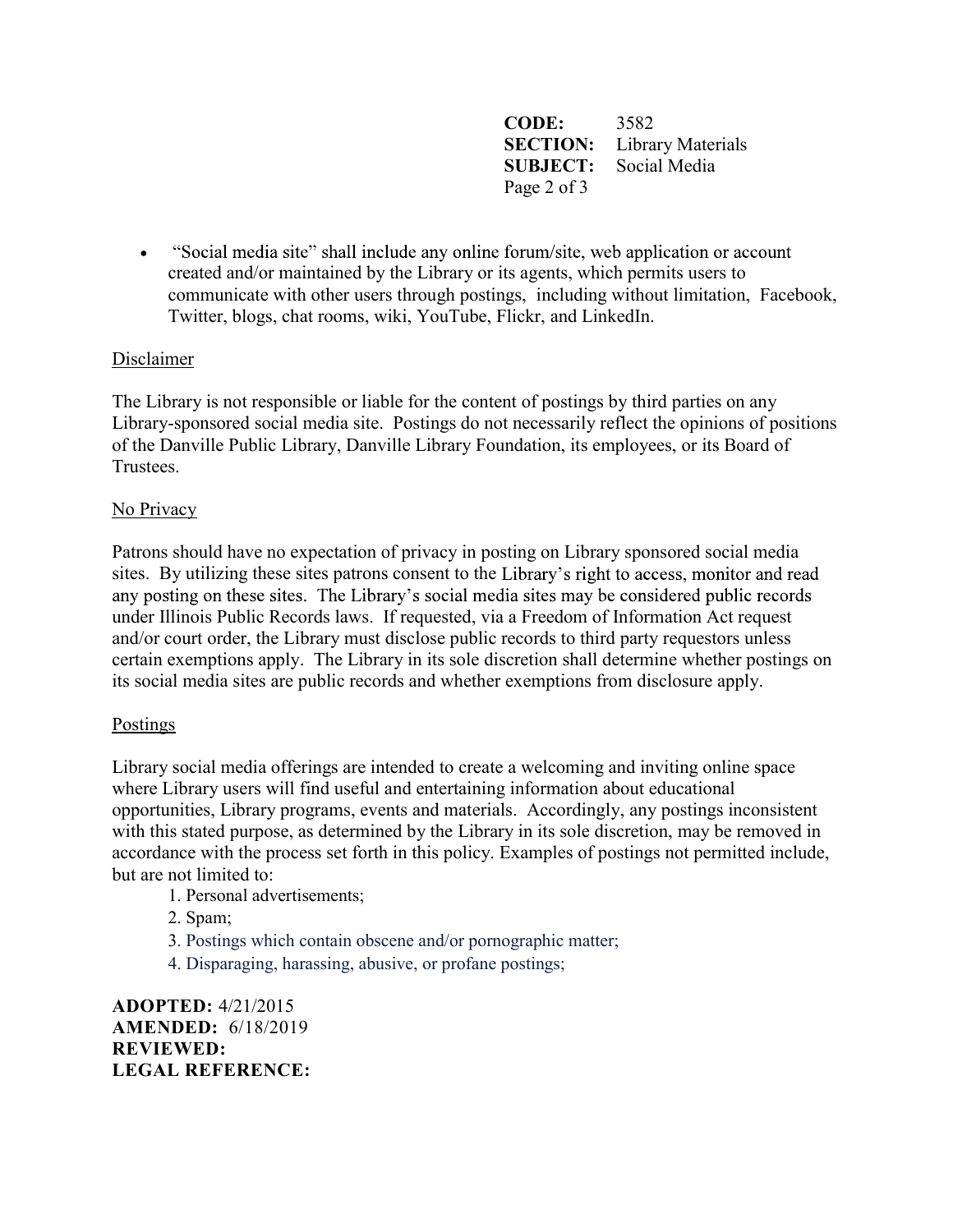- "Social media site" shall include any online forum/site, web application or account created and/or maintained by the Library or its agents, which permits users to communicate with other users through postings, including without limitation, Facebook, Twitter, blogs, chat rooms, wiki, YouTube, Flickr, and LinkedIn.

## Disclaimer

The Library is not responsible or liable for the content of postings by third parties on any Library-sponsored social media site. Postings do not necessarily reflect the opinions of positions of the Danville Public Library, Danville Library Foundation, its employees, or its Board of Trustees.

## No Privacy

Patrons should have no expectation of privacy in posting on Library sponsored social media sites. By utilizing these sites patrons consent to the Library's right to access, monitor and read any posting on these sites. The Library's social media sites may be considered public records under Illinois Public Records laws. If requested, via a Freedom of Information Act request and/or court order, the Library must disclose public records to third party requestors unless certain exemptions apply. The Library in its sole discretion shall determine whether postings on its social media sites are public records and whether exemptions from disclosure apply.

## Postings

Library social media offerings are intended to create a welcoming and inviting online space where Library users will find useful and entertaining information about educational opportunities, Library programs, events and materials. Accordingly, any postings inconsistent with this stated purpose, as determined by the Library in its sole discretion, may be removed in accordance with the process set forth in this policy. Examples of postings not permitted include, but are not limited to:

1. Personal advertisements;
2. Spam;
3. Postings which contain obscene and/or pornographic matter;
4. Disparaging, harassing, abusive, or profane postings;

**ADOPTED:** 4/21/2015
**AMENDED:** 6/18/2019
**REVIEWED:**
**LEGAL REFERENCE:**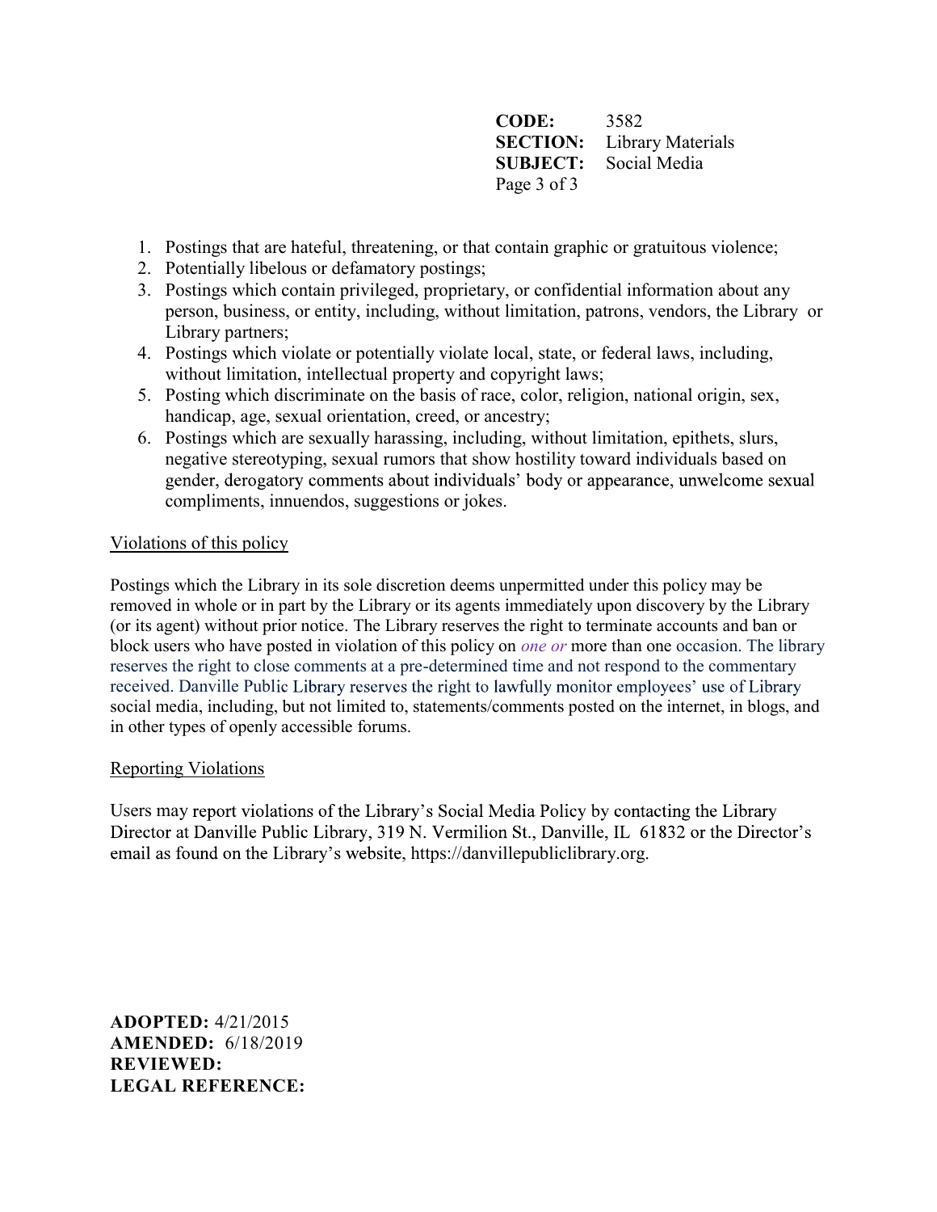**CODE:** 3582
**SECTION:** Library Materials
**SUBJECT:** Social Media

1. Postings that are hateful, threatening, or that contain graphic or gratuitous violence;
2. Potentially libelous or defamatory postings;
3. Postings which contain privileged, proprietary, or confidential information about any person, business, or entity, including, without limitation, patrons, vendors, the Library or Library partners;
4. Postings which violate or potentially violate local, state, or federal laws, including, without limitation, intellectual property and copyright laws;
5. Posting which discriminate on the basis of race, color, religion, national origin, sex, handicap, age, sexual orientation, creed, or ancestry;
6. Postings which are sexually harassing, including, without limitation, epithets, slurs, negative stereotyping, sexual rumors that show hostility toward individuals based on gender, derogatory comments about individuals' body or appearance, unwelcome sexual compliments, innuendos, suggestions or jokes.

Violations of this policy

Postings which the Library in its sole discretion deems unpermitted under this policy may be removed in whole or in part by the Library or its agents immediately upon discovery by the Library (or its agent) without prior notice. The Library reserves the right to terminate accounts and ban or block users who have posted in violation of this policy on *one or* more than one occasion. The library reserves the right to close comments at a pre-determined time and not respond to the commentary received. Danville Public Library reserves the right to lawfully monitor employees' use of Library social media, including, but not limited to, statements/comments posted on the internet, in blogs, and in other types of openly accessible forums.

Reporting Violations

Users may report violations of the Library's Social Media Policy by contacting the Library Director at Danville Public Library, 319 N. Vermilion St., Danville, IL 61832 or the Director's email as found on the Library's website, https://danvillepubliclibrary.org.

**ADOPTED:** 4/21/2015
**AMENDED:** 6/18/2019
**REVIEWED:**
**LEGAL REFERENCE:**